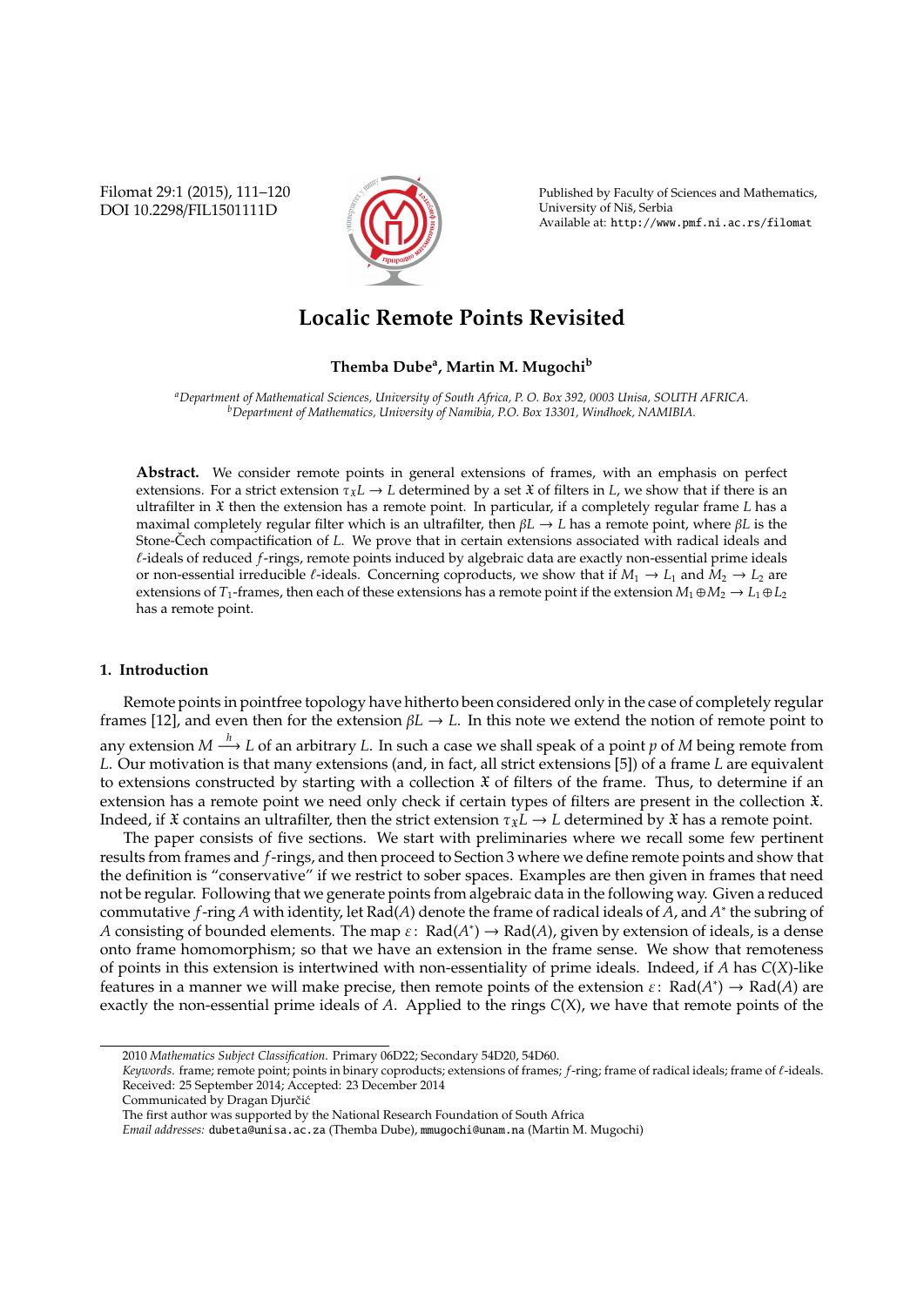# Localic Remote Points Revisited

**Themba Dube[a], Martin M. Mugochi[b]**

[a]*Department of Mathematical Sciences, University of South Africa, P. O. Box 392, 0003 Unisa, SOUTH AFRICA.*
[b]*Department of Mathematics, University of Namibia, P.O. Box 13301, Windhoek, NAMIBIA.*

**Abstract.** We consider remote points in general extensions of frames, with an emphasis on perfect extensions. For a strict extension $\tau_{\mathfrak{X}}L \to L$ determined by a set $\mathfrak{X}$ of filters in $L$, we show that if there is an ultrafilter in $\mathfrak{X}$ then the extension has a remote point. In particular, if a completely regular frame $L$ has a maximal completely regular filter which is an ultrafilter, then $\beta L \to L$ has a remote point, where $\beta L$ is the Stone-Čech compactification of $L$. We prove that in certain extensions associated with radical ideals and $\ell$-ideals of reduced $f$-rings, remote points induced by algebraic data are exactly non-essential prime ideals or non-essential irreducible $\ell$-ideals. Concerning coproducts, we show that if $M_1 \to L_1$ and $M_2 \to L_2$ are extensions of $T_1$-frames, then each of these extensions has a remote point if the extension $M_1 \oplus M_2 \to L_1 \oplus L_2$ has a remote point.

## 1. Introduction

Remote points in pointfree topology have hitherto been considered only in the case of completely regular frames [12], and even then for the extension $\beta L \to L$. In this note we extend the notion of remote point to any extension $M \xrightarrow{h} L$ of an arbitrary $L$. In such a case we shall speak of a point $p$ of $M$ being remote from $L$. Our motivation is that many extensions (and, in fact, all strict extensions [5]) of a frame $L$ are equivalent to extensions constructed by starting with a collection $\mathfrak{X}$ of filters of the frame. Thus, to determine if an extension has a remote point we need only check if certain types of filters are present in the collection $\mathfrak{X}$. Indeed, if $\mathfrak{X}$ contains an ultrafilter, then the strict extension $\tau_{\mathfrak{X}}L \to L$ determined by $\mathfrak{X}$ has a remote point.

The paper consists of five sections. We start with preliminaries where we recall some few pertinent results from frames and $f$-rings, and then proceed to Section 3 where we define remote points and show that the definition is "conservative" if we restrict to sober spaces. Examples are then given in frames that need not be regular. Following that we generate points from algebraic data in the following way. Given a reduced commutative $f$-ring $A$ with identity, let $\mathrm{Rad}(A)$ denote the frame of radical ideals of $A$, and $A^*$ the subring of $A$ consisting of bounded elements. The map $\varepsilon\colon \mathrm{Rad}(A^*) \to \mathrm{Rad}(A)$, given by extension of ideals, is a dense onto frame homomorphism; so that we have an extension in the frame sense. We show that remoteness of points in this extension is intertwined with non-essentiality of prime ideals. Indeed, if $A$ has $C(X)$-like features in a manner we will make precise, then remote points of the extension $\varepsilon\colon \mathrm{Rad}(A^*) \to \mathrm{Rad}(A)$ are exactly the non-essential prime ideals of $A$. Applied to the rings $C(X)$, we have that remote points of the

---

2010 *Mathematics Subject Classification*. Primary 06D22; Secondary 54D20, 54D60.

*Keywords*. frame; remote point; points in binary coproducts; extensions of frames; $f$-ring; frame of radical ideals; frame of $\ell$-ideals.

Received: 25 September 2014; Accepted: 23 December 2014

Communicated by Dragan Djurčić

The first author was supported by the National Research Foundation of South Africa

*Email addresses:* dubeta@unisa.ac.za (Themba Dube), mmugochi@unam.na (Martin M. Mugochi)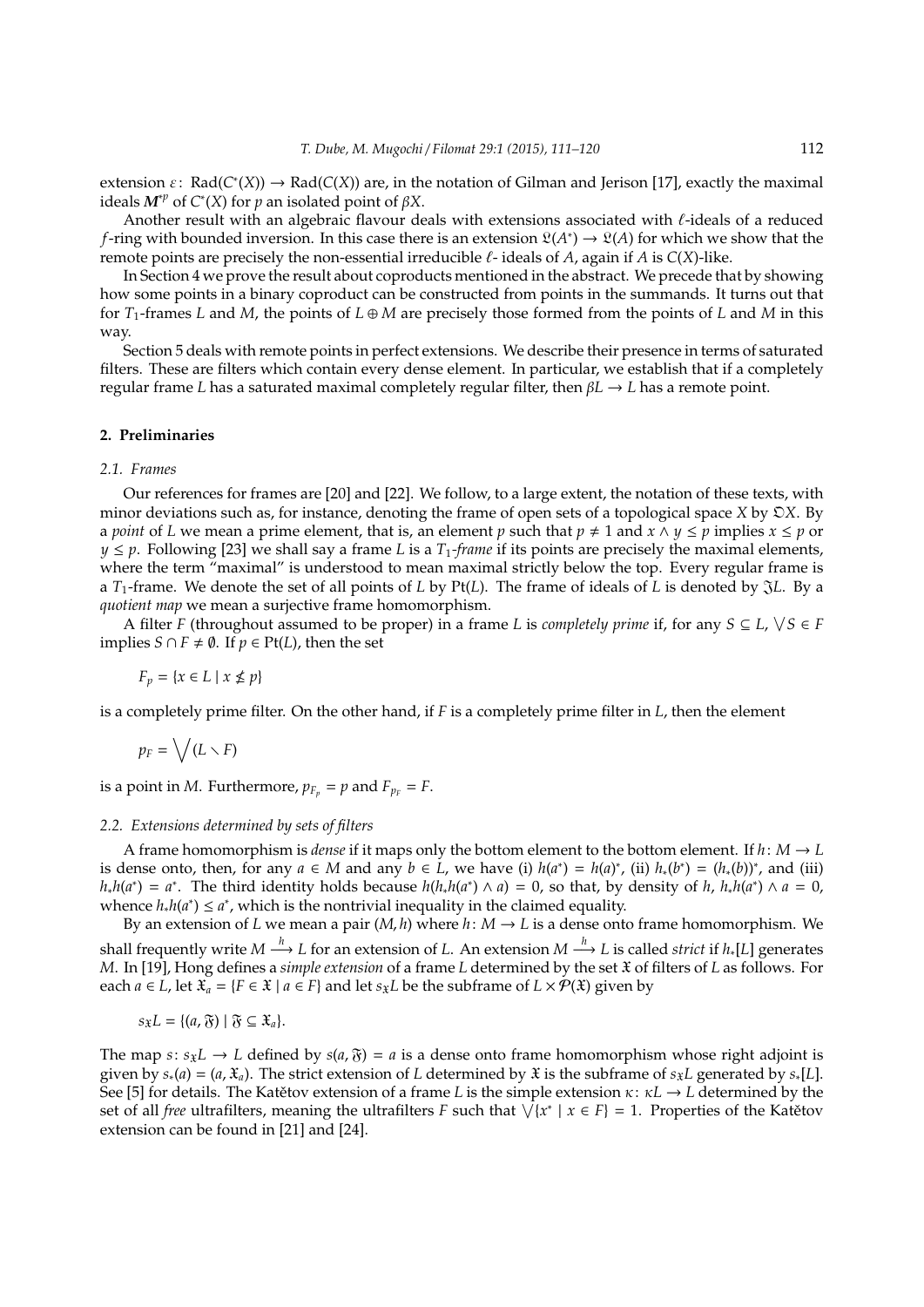extension $\varepsilon\colon \operatorname{Rad}(C^*(X)) \to \operatorname{Rad}(C(X))$ are, in the notation of Gilman and Jerison [17], exactly the maximal ideals $\boldsymbol{M}^{*p}$ of $C^*(X)$ for $p$ an isolated point of $\beta X$.

Another result with an algebraic flavour deals with extensions associated with $\ell$-ideals of a reduced $f$-ring with bounded inversion. In this case there is an extension $\mathfrak{L}(A^*) \to \mathfrak{L}(A)$ for which we show that the remote points are precisely the non-essential irreducible $\ell$- ideals of $A$, again if $A$ is $C(X)$-like.

In Section 4 we prove the result about coproducts mentioned in the abstract. We precede that by showing how some points in a binary coproduct can be constructed from points in the summands. It turns out that for $T_1$-frames $L$ and $M$, the points of $L \oplus M$ are precisely those formed from the points of $L$ and $M$ in this way.

Section 5 deals with remote points in perfect extensions. We describe their presence in terms of saturated filters. These are filters which contain every dense element. In particular, we establish that if a completely regular frame $L$ has a saturated maximal completely regular filter, then $\beta L \to L$ has a remote point.

## 2. Preliminaries

### 2.1. Frames

Our references for frames are [20] and [22]. We follow, to a large extent, the notation of these texts, with minor deviations such as, for instance, denoting the frame of open sets of a topological space $X$ by $\mathfrak{O}X$. By a *point* of $L$ we mean a prime element, that is, an element $p$ such that $p \neq 1$ and $x \wedge y \leq p$ implies $x \leq p$ or $y \leq p$. Following [23] we shall say a frame $L$ is a $T_1$*-frame* if its points are precisely the maximal elements, where the term "maximal" is understood to mean maximal strictly below the top. Every regular frame is a $T_1$-frame. We denote the set of all points of $L$ by $\operatorname{Pt}(L)$. The frame of ideals of $L$ is denoted by $\mathfrak{J}L$. By a *quotient map* we mean a surjective frame homomorphism.

A filter $F$ (throughout assumed to be proper) in a frame $L$ is *completely prime* if, for any $S \subseteq L$, $\bigvee S \in F$ implies $S \cap F \neq \emptyset$. If $p \in \operatorname{Pt}(L)$, then the set

$$F_p = \{x \in L \mid x \nleq p\}$$

is a completely prime filter. On the other hand, if $F$ is a completely prime filter in $L$, then the element

$$p_F = \bigvee (L \smallsetminus F)$$

is a point in $M$. Furthermore, $p_{F_p} = p$ and $F_{p_F} = F$.

### 2.2. Extensions determined by sets of filters

A frame homomorphism is *dense* if it maps only the bottom element to the bottom element. If $h\colon M \to L$ is dense onto, then, for any $a \in M$ and any $b \in L$, we have (i) $h(a^*) = h(a)^*$, (ii) $h_*(b^*) = (h_*(b))^*$, and (iii) $h_*h(a^*) = a^*$. The third identity holds because $h(h_*h(a^*) \wedge a) = 0$, so that, by density of $h$, $h_*h(a^*) \wedge a = 0$, whence $h_*h(a^*) \leq a^*$, which is the nontrivial inequality in the claimed equality.

By an extension of $L$ we mean a pair $(M, h)$ where $h\colon M \to L$ is a dense onto frame homomorphism. We shall frequently write $M \xrightarrow{h} L$ for an extension of $L$. An extension $M \xrightarrow{h} L$ is called *strict* if $h_*[L]$ generates $M$. In [19], Hong defines a *simple extension* of a frame $L$ determined by the set $\mathfrak{X}$ of filters of $L$ as follows. For each $a \in L$, let $\mathfrak{X}_a = \{F \in \mathfrak{X} \mid a \in F\}$ and let $s_{\mathfrak{X}}L$ be the subframe of $L \times \mathcal{P}(\mathfrak{X})$ given by

$$s_{\mathfrak{X}}L = \{(a, \mathfrak{F}) \mid \mathfrak{F} \subseteq \mathfrak{X}_a\}.$$

The map $s\colon s_{\mathfrak{X}}L \to L$ defined by $s(a, \mathfrak{F}) = a$ is a dense onto frame homomorphism whose right adjoint is given by $s_*(a) = (a, \mathfrak{X}_a)$. The strict extension of $L$ determined by $\mathfrak{X}$ is the subframe of $s_{\mathfrak{X}}L$ generated by $s_*[L]$. See [5] for details. The Katětov extension of a frame $L$ is the simple extension $\kappa\colon \kappa L \to L$ determined by the set of all *free* ultrafilters, meaning the ultrafilters $F$ such that $\bigvee\{x^* \mid x \in F\} = 1$. Properties of the Katětov extension can be found in [21] and [24].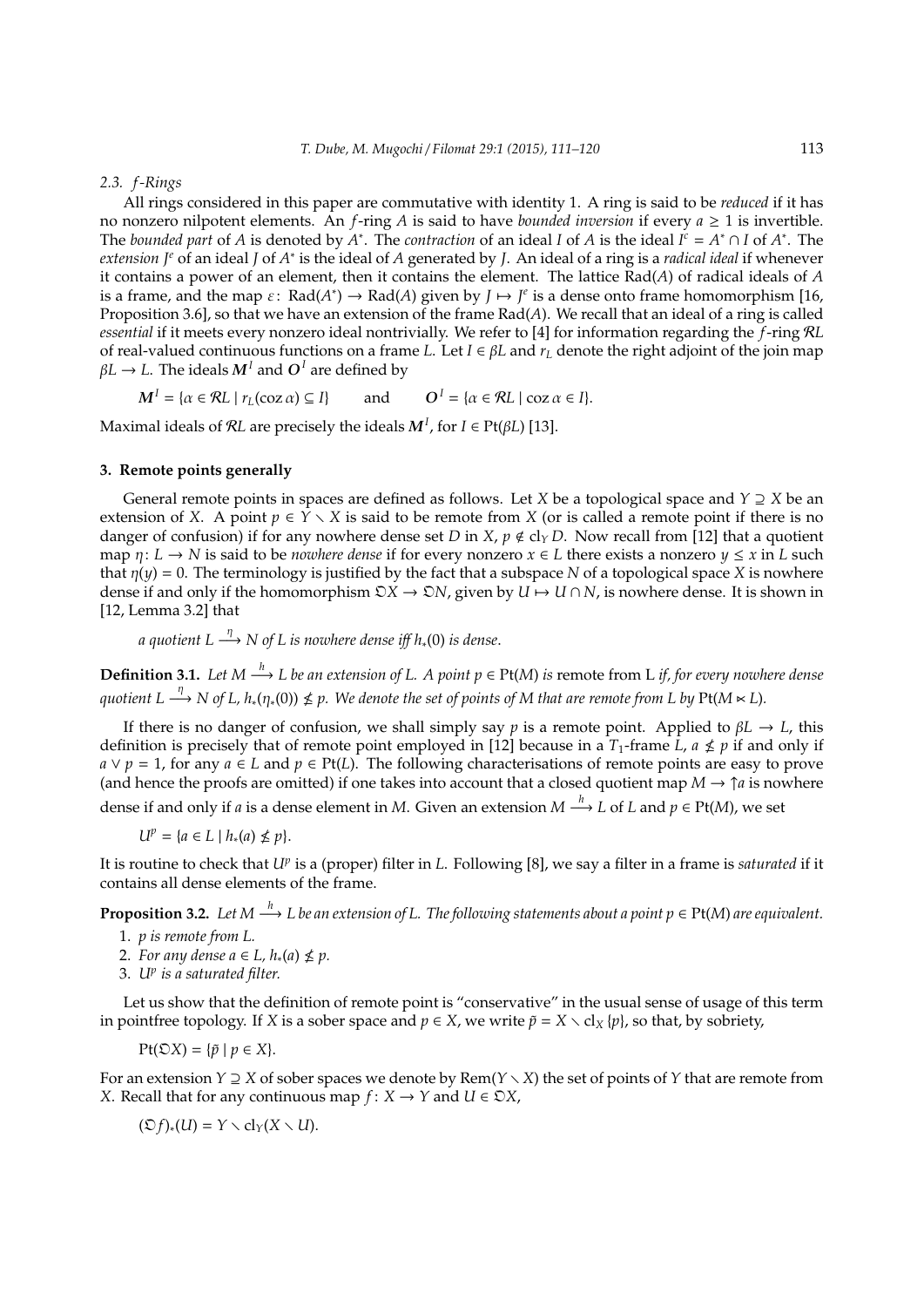*2.3. f-Rings*

All rings considered in this paper are commutative with identity 1. A ring is said to be *reduced* if it has no nonzero nilpotent elements. An $f$-ring $A$ is said to have *bounded inversion* if every $a \geq 1$ is invertible. The *bounded part* of $A$ is denoted by $A^*$. The *contraction* of an ideal $I$ of $A$ is the ideal $I^c = A^* \cap I$ of $A^*$. The *extension* $J^e$ of an ideal $J$ of $A^*$ is the ideal of $A$ generated by $J$. An ideal of a ring is a *radical ideal* if whenever it contains a power of an element, then it contains the element. The lattice $\mathrm{Rad}(A)$ of radical ideals of $A$ is a frame, and the map $\varepsilon\colon \mathrm{Rad}(A^*) \to \mathrm{Rad}(A)$ given by $J \mapsto J^e$ is a dense onto frame homomorphism [16, Proposition 3.6], so that we have an extension of the frame $\mathrm{Rad}(A)$. We recall that an ideal of a ring is called *essential* if it meets every nonzero ideal nontrivially. We refer to [4] for information regarding the $f$-ring $\mathcal{R}L$ of real-valued continuous functions on a frame $L$. Let $I \in \beta L$ and $r_L$ denote the right adjoint of the join map $\beta L \to L$. The ideals $\boldsymbol{M}^I$ and $\boldsymbol{O}^I$ are defined by

$$\boldsymbol{M}^I = \{\alpha \in \mathcal{R}L \mid r_L(\operatorname{coz}\alpha) \subseteq I\} \qquad \text{and} \qquad \boldsymbol{O}^I = \{\alpha \in \mathcal{R}L \mid \operatorname{coz}\alpha \in I\}.$$

Maximal ideals of $\mathcal{R}L$ are precisely the ideals $\boldsymbol{M}^I$, for $I \in \mathrm{Pt}(\beta L)$ [13].

## 3. Remote points generally

General remote points in spaces are defined as follows. Let $X$ be a topological space and $Y \supseteq X$ be an extension of $X$. A point $p \in Y \smallsetminus X$ is said to be remote from $X$ (or is called a remote point if there is no danger of confusion) if for any nowhere dense set $D$ in $X$, $p \notin \mathrm{cl}_Y D$. Now recall from [12] that a quotient map $\eta\colon L \to N$ is said to be *nowhere dense* if for every nonzero $x \in L$ there exists a nonzero $y \leq x$ in $L$ such that $\eta(y) = 0$. The terminology is justified by the fact that a subspace $N$ of a topological space $X$ is nowhere dense if and only if the homomorphism $\mathfrak{O}X \to \mathfrak{O}N$, given by $U \mapsto U \cap N$, is nowhere dense. It is shown in [12, Lemma 3.2] that

*a quotient $L \xrightarrow{\eta} N$ of $L$ is nowhere dense iff $h_*(0)$ is dense.*

**Definition 3.1.** *Let $M \xrightarrow{h} L$ be an extension of $L$. A point $p \in \mathrm{Pt}(M)$ is* remote from L *if, for every nowhere dense quotient $L \xrightarrow{\eta} N$ of $L$, $h_*(\eta_*(0)) \nleq p$. We denote the set of points of $M$ that are remote from $L$ by $\mathrm{Pt}(M \ltimes L)$.*

If there is no danger of confusion, we shall simply say $p$ is a remote point. Applied to $\beta L \to L$, this definition is precisely that of remote point employed in [12] because in a $T_1$-frame $L$, $a \nleq p$ if and only if $a \vee p = 1$, for any $a \in L$ and $p \in \mathrm{Pt}(L)$. The following characterisations of remote points are easy to prove (and hence the proofs are omitted) if one takes into account that a closed quotient map $M \to {\uparrow}a$ is nowhere dense if and only if $a$ is a dense element in $M$. Given an extension $M \xrightarrow{h} L$ of $L$ and $p \in \mathrm{Pt}(M)$, we set

$$U^p = \{a \in L \mid h_*(a) \nleq p\}.$$

It is routine to check that $U^p$ is a (proper) filter in $L$. Following [8], we say a filter in a frame is *saturated* if it contains all dense elements of the frame.

**Proposition 3.2.** *Let $M \xrightarrow{h} L$ be an extension of $L$. The following statements about a point $p \in \mathrm{Pt}(M)$ are equivalent.*

1. *$p$ is remote from $L$.*
2. *For any dense $a \in L$, $h_*(a) \nleq p$.*
3. *$U^p$ is a saturated filter.*

Let us show that the definition of remote point is "conservative" in the usual sense of usage of this term in pointfree topology. If $X$ is a sober space and $p \in X$, we write $\tilde{p} = X \smallsetminus \mathrm{cl}_X\{p\}$, so that, by sobriety,

$$\mathrm{Pt}(\mathfrak{O}X) = \{\tilde{p} \mid p \in X\}.$$

For an extension $Y \supseteq X$ of sober spaces we denote by $\mathrm{Rem}(Y \smallsetminus X)$ the set of points of $Y$ that are remote from $X$. Recall that for any continuous map $f\colon X \to Y$ and $U \in \mathfrak{O}X$,

$$(\mathfrak{O}f)_*(U) = Y \smallsetminus \mathrm{cl}_Y(X \smallsetminus U).$$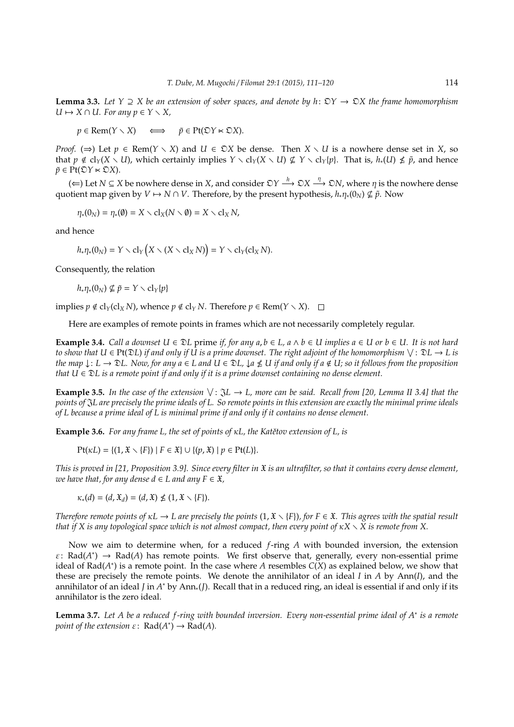**Lemma 3.3.** *Let $Y \supseteq X$ be an extension of sober spaces, and denote by $h\colon \mathfrak{O}Y \to \mathfrak{O}X$ the frame homomorphism $U \mapsto X \cap U$. For any $p \in Y \smallsetminus X$,*

$$p \in \operatorname{Rem}(Y \smallsetminus X) \quad \Longleftrightarrow \quad \tilde{p} \in \operatorname{Pt}(\mathfrak{O}Y \ltimes \mathfrak{O}X).$$

*Proof.* ($\Rightarrow$) Let $p \in \operatorname{Rem}(Y \smallsetminus X)$ and $U \in \mathfrak{O}X$ be dense. Then $X \smallsetminus U$ is a nowhere dense set in $X$, so that $p \notin \operatorname{cl}_Y(X \smallsetminus U)$, which certainly implies $Y \smallsetminus \operatorname{cl}_Y(X \smallsetminus U) \nsubseteq Y \smallsetminus \operatorname{cl}_Y\{p\}$. That is, $h_*(U) \nleq \tilde{p}$, and hence $\tilde{p} \in \operatorname{Pt}(\mathfrak{O}Y \ltimes \mathfrak{O}X)$.

($\Leftarrow$) Let $N \subseteq X$ be nowhere dense in $X$, and consider $\mathfrak{O}Y \xrightarrow{h} \mathfrak{O}X \xrightarrow{\eta} \mathfrak{O}N$, where $\eta$ is the nowhere dense quotient map given by $V \mapsto N \cap V$. Therefore, by the present hypothesis, $h_*\eta_*(0_N) \nsubseteq \tilde{p}$. Now

$$\eta_*(0_N) = \eta_*(\emptyset) = X \smallsetminus \operatorname{cl}_X(N \smallsetminus \emptyset) = X \smallsetminus \operatorname{cl}_X N,$$

and hence

$$h_*\eta_*(0_N) = Y \smallsetminus \operatorname{cl}_Y\Big(X \smallsetminus (X \smallsetminus \operatorname{cl}_X N)\Big) = Y \smallsetminus \operatorname{cl}_Y(\operatorname{cl}_X N).$$

Consequently, the relation

$$h_*\eta_*(0_N) \nsubseteq \tilde{p} = Y \smallsetminus \operatorname{cl}_Y\{p\}$$

implies $p \notin \operatorname{cl}_Y(\operatorname{cl}_X N)$, whence $p \notin \operatorname{cl}_Y N$. Therefore $p \in \operatorname{Rem}(Y \smallsetminus X)$. $\square$

Here are examples of remote points in frames which are not necessarily completely regular.

**Example 3.4.** *Call a downset $U \in \mathfrak{D}L$ prime if, for any $a, b \in L$, $a \wedge b \in U$ implies $a \in U$ or $b \in U$. It is not hard to show that $U \in \operatorname{Pt}(\mathfrak{D}L)$ if and only if $U$ is a prime downset. The right adjoint of the homomorphism $\bigvee\colon \mathfrak{D}L \to L$ is the map $\downarrow\colon L \to \mathfrak{D}L$. Now, for any $a \in L$ and $U \in \mathfrak{D}L$, $\downarrow a \nleq U$ if and only if $a \notin U$; so it follows from the proposition that $U \in \mathfrak{D}L$ is a remote point if and only if it is a prime downset containing no dense element.*

**Example 3.5.** *In the case of the extension $\bigvee\colon \mathfrak{J}L \to L$, more can be said. Recall from [20, Lemma II 3.4] that the points of $\mathfrak{J}L$ are precisely the prime ideals of $L$. So remote points in this extension are exactly the minimal prime ideals of $L$ because a prime ideal of $L$ is minimal prime if and only if it contains no dense element.*

**Example 3.6.** *For any frame $L$, the set of points of $\kappa L$, the Katětov extension of $L$, is*

$$\operatorname{Pt}(\kappa L) = \{(1, \mathfrak{X} \smallsetminus \{F\}) \mid F \in \mathfrak{X}\} \cup \{(p, \mathfrak{X}) \mid p \in \operatorname{Pt}(L)\}.$$

*This is proved in [21, Proposition 3.9]. Since every filter in $\mathfrak{X}$ is an ultrafilter, so that it contains every dense element, we have that, for any dense $d \in L$ and any $F \in \mathfrak{X}$,*

$$\kappa_*(d) = (d, \mathfrak{X}_d) = (d, \mathfrak{X}) \nleq (1, \mathfrak{X} \smallsetminus \{F\}).$$

*Therefore remote points of $\kappa L \to L$ are precisely the points $(1, \mathfrak{X} \smallsetminus \{F\})$, for $F \in \mathfrak{X}$. This agrees with the spatial result that if $X$ is any topological space which is not almost compact, then every point of $\kappa X \smallsetminus X$ is remote from $X$.*

Now we aim to determine when, for a reduced $f$-ring $A$ with bounded inversion, the extension $\varepsilon\colon \operatorname{Rad}(A^*) \to \operatorname{Rad}(A)$ has remote points. We first observe that, generally, every non-essential prime ideal of $\operatorname{Rad}(A^*)$ is a remote point. In the case where $A$ resembles $C(X)$ as explained below, we show that these are precisely the remote points. We denote the annihilator of an ideal $I$ in $A$ by $\operatorname{Ann}(I)$, and the annihilator of an ideal $J$ in $A^*$ by $\operatorname{Ann}_*(J)$. Recall that in a reduced ring, an ideal is essential if and only if its annihilator is the zero ideal.

**Lemma 3.7.** *Let $A$ be a reduced $f$-ring with bounded inversion. Every non-essential prime ideal of $A^*$ is a remote point of the extension $\varepsilon\colon \operatorname{Rad}(A^*) \to \operatorname{Rad}(A)$.*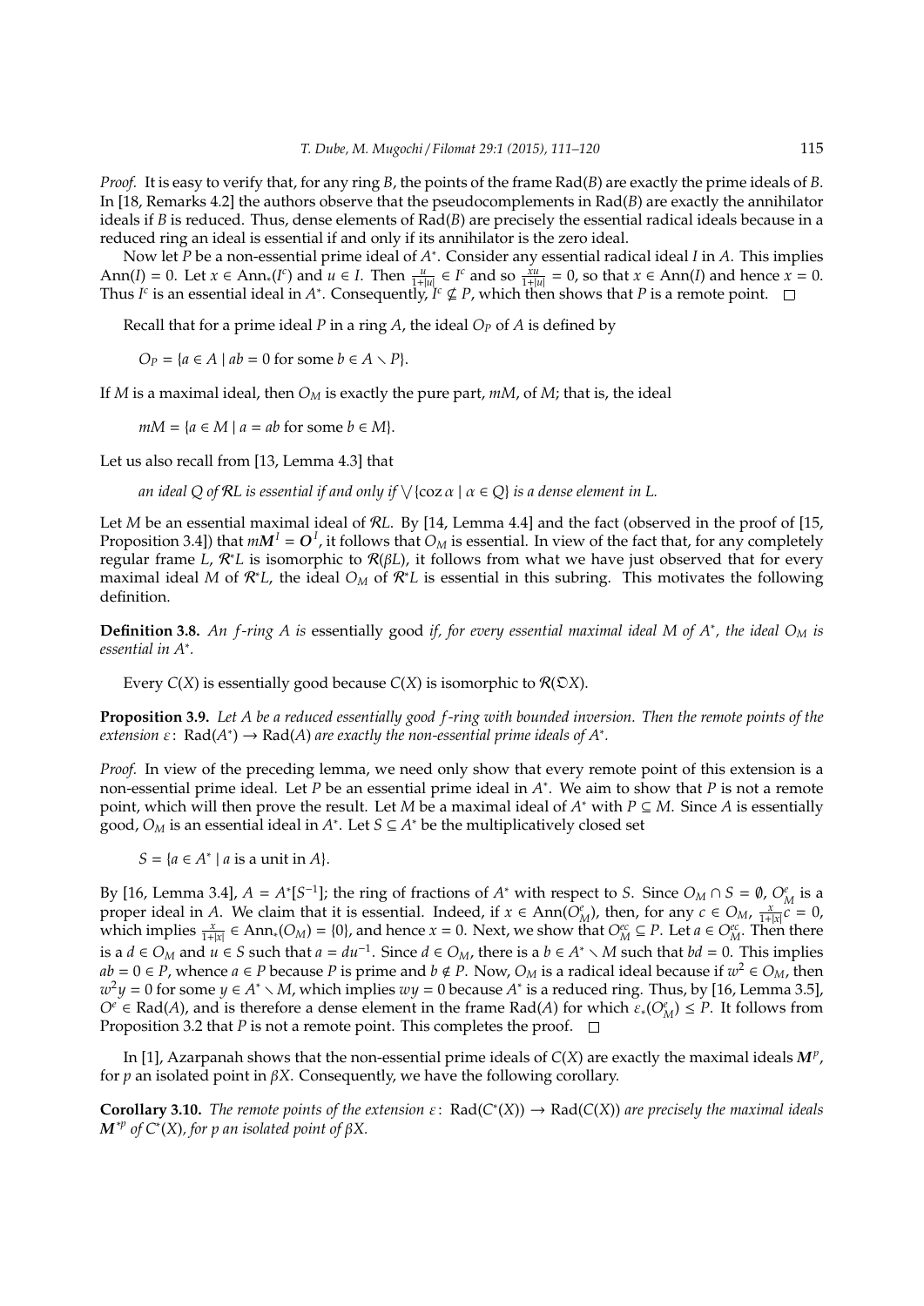*Proof.* It is easy to verify that, for any ring $B$, the points of the frame $\mathrm{Rad}(B)$ are exactly the prime ideals of $B$. In [18, Remarks 4.2] the authors observe that the pseudocomplements in $\mathrm{Rad}(B)$ are exactly the annihilator ideals if $B$ is reduced. Thus, dense elements of $\mathrm{Rad}(B)$ are precisely the essential radical ideals because in a reduced ring an ideal is essential if and only if its annihilator is the zero ideal.

Now let $P$ be a non-essential prime ideal of $A^*$. Consider any essential radical ideal $I$ in $A$. This implies $\mathrm{Ann}(I) = 0$. Let $x \in \mathrm{Ann}_*(I^c)$ and $u \in I$. Then $\frac{u}{1+|u|} \in I^c$ and so $\frac{xu}{1+|u|} = 0$, so that $x \in \mathrm{Ann}(I)$ and hence $x = 0$. Thus $I^c$ is an essential ideal in $A^*$. Consequently, $I^c \nsubseteq P$, which then shows that $P$ is a remote point. $\square$

Recall that for a prime ideal $P$ in a ring $A$, the ideal $O_P$ of $A$ is defined by

$$O_P = \{a \in A \mid ab = 0 \text{ for some } b \in A \smallsetminus P\}.$$

If $M$ is a maximal ideal, then $O_M$ is exactly the pure part, $mM$, of $M$; that is, the ideal

$$mM = \{a \in M \mid a = ab \text{ for some } b \in M\}.$$

Let us also recall from [13, Lemma 4.3] that

*an ideal $Q$ of $\mathcal{R}L$ is essential if and only if $\bigvee\{\mathrm{coz}\,\alpha \mid \alpha \in Q\}$ is a dense element in $L$.*

Let $M$ be an essential maximal ideal of $\mathcal{R}L$. By [14, Lemma 4.4] and the fact (observed in the proof of [15, Proposition 3.4]) that $m\boldsymbol{M}^I = \boldsymbol{O}^I$, it follows that $O_M$ is essential. In view of the fact that, for any completely regular frame $L$, $\mathcal{R}^*L$ is isomorphic to $\mathcal{R}(\beta L)$, it follows from what we have just observed that for every maximal ideal $M$ of $\mathcal{R}^*L$, the ideal $O_M$ of $\mathcal{R}^*L$ is essential in this subring. This motivates the following definition.

**Definition 3.8.** *An $f$-ring $A$ is* essentially good *if, for every essential maximal ideal $M$ of $A^*$, the ideal $O_M$ is essential in $A^*$.*

Every $C(X)$ is essentially good because $C(X)$ is isomorphic to $\mathcal{R}(\mathfrak{O}X)$.

**Proposition 3.9.** *Let $A$ be a reduced essentially good $f$-ring with bounded inversion. Then the remote points of the extension $\varepsilon\colon \mathrm{Rad}(A^*) \to \mathrm{Rad}(A)$ are exactly the non-essential prime ideals of $A^*$.*

*Proof.* In view of the preceding lemma, we need only show that every remote point of this extension is a non-essential prime ideal. Let $P$ be an essential prime ideal in $A^*$. We aim to show that $P$ is not a remote point, which will then prove the result. Let $M$ be a maximal ideal of $A^*$ with $P \subseteq M$. Since $A$ is essentially good, $O_M$ is an essential ideal in $A^*$. Let $S \subseteq A^*$ be the multiplicatively closed set

$$S = \{a \in A^* \mid a \text{ is a unit in } A\}.$$

By [16, Lemma 3.4], $A = A^*[S^{-1}]$; the ring of fractions of $A^*$ with respect to $S$. Since $O_M \cap S = \emptyset$, $O_M^e$ is a proper ideal in $A$. We claim that it is essential. Indeed, if $x \in \mathrm{Ann}(O_M^e)$, then, for any $c \in O_M$, $\frac{x}{1+|x|}c = 0$, which implies $\frac{x}{1+|x|} \in \mathrm{Ann}_*(O_M) = \{0\}$, and hence $x = 0$. Next, we show that $O_M^{ec} \subseteq P$. Let $a \in O_M^{ec}$. Then there is a $d \in O_M$ and $u \in S$ such that $a = du^{-1}$. Since $d \in O_M$, there is a $b \in A^* \smallsetminus M$ such that $bd = 0$. This implies $ab = 0 \in P$, whence $a \in P$ because $P$ is prime and $b \notin P$. Now, $O_M$ is a radical ideal because if $w^2 \in O_M$, then $w^2 y = 0$ for some $y \in A^* \smallsetminus M$, which implies $wy = 0$ because $A^*$ is a reduced ring. Thus, by [16, Lemma 3.5], $O^e \in \mathrm{Rad}(A)$, and is therefore a dense element in the frame $\mathrm{Rad}(A)$ for which $\varepsilon_*(O_M^e) \leq P$. It follows from Proposition 3.2 that $P$ is not a remote point. This completes the proof. $\square$

In [1], Azarpanah shows that the non-essential prime ideals of $C(X)$ are exactly the maximal ideals $\boldsymbol{M}^p$, for $p$ an isolated point in $\beta X$. Consequently, we have the following corollary.

**Corollary 3.10.** *The remote points of the extension $\varepsilon\colon \mathrm{Rad}(C^*(X)) \to \mathrm{Rad}(C(X))$ are precisely the maximal ideals $\boldsymbol{M}^{*p}$ of $C^*(X)$, for $p$ an isolated point of $\beta X$.*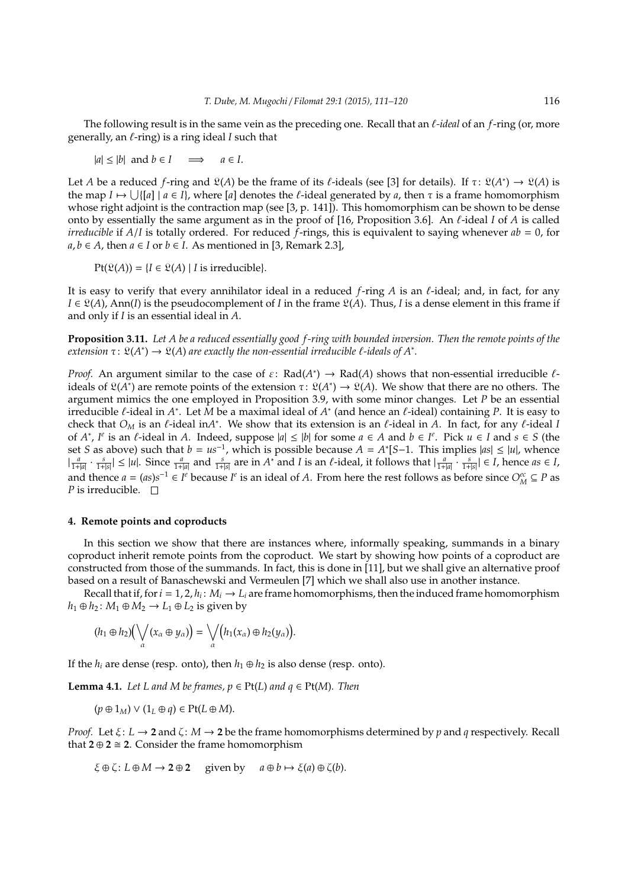The following result is in the same vein as the preceding one. Recall that an *ℓ-ideal* of an $f$-ring (or, more generally, an $\ell$-ring) is a ring ideal $I$ such that

$$|a| \leq |b| \text{ and } b \in I \quad \Longrightarrow \quad a \in I.$$

Let $A$ be a reduced $f$-ring and $\mathfrak{L}(A)$ be the frame of its $\ell$-ideals (see [3] for details). If $\tau\colon \mathfrak{L}(A^*) \to \mathfrak{L}(A)$ is the map $I \mapsto \bigcup\{[a] \mid a \in I\}$, where $[a]$ denotes the $\ell$-ideal generated by $a$, then $\tau$ is a frame homomorphism whose right adjoint is the contraction map (see [3, p. 141]). This homomorphism can be shown to be dense onto by essentially the same argument as in the proof of [16, Proposition 3.6]. An $\ell$-ideal $I$ of $A$ is called *irreducible* if $A/I$ is totally ordered. For reduced $f$-rings, this is equivalent to saying whenever $ab = 0$, for $a, b \in A$, then $a \in I$ or $b \in I$. As mentioned in [3, Remark 2.3],

$$\mathrm{Pt}(\mathfrak{L}(A)) = \{I \in \mathfrak{L}(A) \mid I \text{ is irreducible}\}.$$

It is easy to verify that every annihilator ideal in a reduced $f$-ring $A$ is an $\ell$-ideal; and, in fact, for any $I \in \mathfrak{L}(A)$, $\mathrm{Ann}(I)$ is the pseudocomplement of $I$ in the frame $\mathfrak{L}(A)$. Thus, $I$ is a dense element in this frame if and only if $I$ is an essential ideal in $A$.

**Proposition 3.11.** *Let $A$ be a reduced essentially good $f$-ring with bounded inversion. Then the remote points of the extension $\tau\colon \mathfrak{L}(A^*) \to \mathfrak{L}(A)$ are exactly the non-essential irreducible $\ell$-ideals of $A^*$.*

*Proof.* An argument similar to the case of $\varepsilon\colon \mathrm{Rad}(A^*) \to \mathrm{Rad}(A)$ shows that non-essential irreducible $\ell$-ideals of $\mathfrak{L}(A^*)$ are remote points of the extension $\tau\colon \mathfrak{L}(A^*) \to \mathfrak{L}(A)$. We show that there are no others. The argument mimics the one employed in Proposition 3.9, with some minor changes. Let $P$ be an essential irreducible $\ell$-ideal in $A^*$. Let $M$ be a maximal ideal of $A^*$ (and hence an $\ell$-ideal) containing $P$. It is easy to check that $O_M$ is an $\ell$-ideal in$A^*$. We show that its extension is an $\ell$-ideal in $A$. In fact, for any $\ell$-ideal $I$ of $A^*$, $I^e$ is an $\ell$-ideal in $A$. Indeed, suppose $|a| \leq |b|$ for some $a \in A$ and $b \in I^e$. Pick $u \in I$ and $s \in S$ (the set $S$ as above) such that $b = us^{-1}$, which is possible because $A = A^*[S{-}1$. This implies $|as| \leq |u|$, whence $|\frac{a}{1+|a|} \cdot \frac{s}{1+|s|}| \leq |u|$. Since $\frac{a}{1+|a|}$ and $\frac{s}{1+|s|}$ are in $A^*$ and $I$ is an $\ell$-ideal, it follows that $|\frac{a}{1+|a|} \cdot \frac{s}{1+|s|}| \in I$, hence $as \in I$, and thence $a = (as)s^{-1} \in I^e$ because $I^e$ is an ideal of $A$. From here the rest follows as before since $O_M^{ec} \subseteq P$ as $P$ is irreducible. $\square$

## 4. Remote points and coproducts

In this section we show that there are instances where, informally speaking, summands in a binary coproduct inherit remote points from the coproduct. We start by showing how points of a coproduct are constructed from those of the summands. In fact, this is done in [11], but we shall give an alternative proof based on a result of Banaschewski and Vermeulen [7] which we shall also use in another instance.

Recall that if, for $i = 1, 2$, $h_i\colon M_i \to L_i$ are frame homomorphisms, then the induced frame homomorphism $h_1 \oplus h_2\colon M_1 \oplus M_2 \to L_1 \oplus L_2$ is given by

$$(h_1 \oplus h_2)\Big(\bigvee_{\alpha}(x_\alpha \oplus y_\alpha)\Big) = \bigvee_{\alpha}\Big(h_1(x_\alpha) \oplus h_2(y_\alpha)\Big).$$

If the $h_i$ are dense (resp. onto), then $h_1 \oplus h_2$ is also dense (resp. onto).

**Lemma 4.1.** *Let $L$ and $M$ be frames, $p \in \mathrm{Pt}(L)$ and $q \in \mathrm{Pt}(M)$. Then*

$$(p \oplus 1_M) \vee (1_L \oplus q) \in \mathrm{Pt}(L \oplus M).$$

*Proof.* Let $\xi\colon L \to \mathbf{2}$ and $\zeta\colon M \to \mathbf{2}$ be the frame homomorphisms determined by $p$ and $q$ respectively. Recall that $\mathbf{2} \oplus \mathbf{2} \cong \mathbf{2}$. Consider the frame homomorphism

$$\xi \oplus \zeta\colon L \oplus M \to \mathbf{2} \oplus \mathbf{2} \quad \text{given by} \quad a \oplus b \mapsto \xi(a) \oplus \zeta(b).$$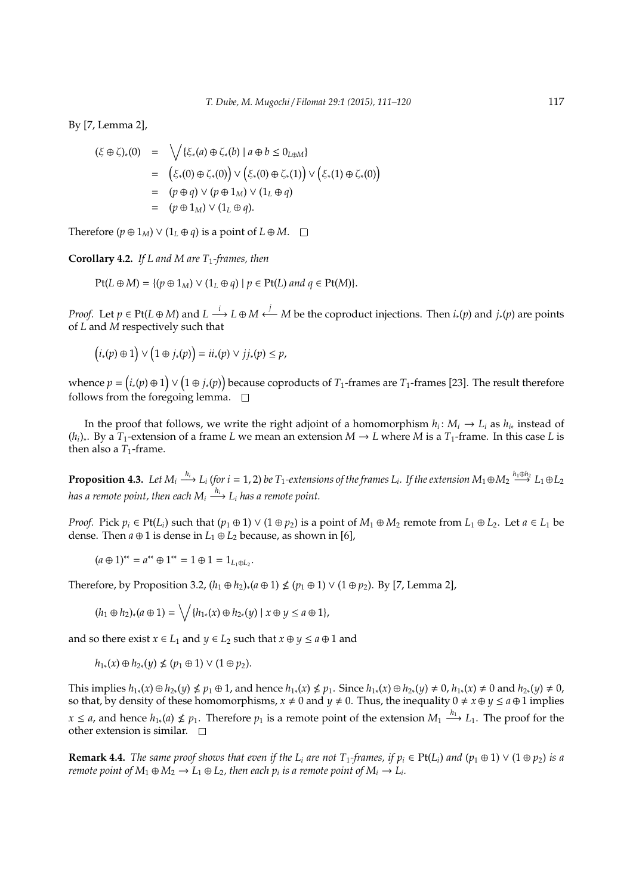By [7, Lemma 2],

$$
\begin{aligned}
(\xi \oplus \zeta)_*(0) &= \bigvee \{\xi_*(a) \oplus \zeta_*(b) \mid a \oplus b \leq 0_{L \oplus M}\} \\
&= \left(\xi_*(0) \oplus \zeta_*(0)\right) \vee \left(\xi_*(0) \oplus \zeta_*(1)\right) \vee \left(\xi_*(1) \oplus \zeta_*(0)\right) \\
&= (p \oplus q) \vee (p \oplus 1_M) \vee (1_L \oplus q) \\
&= (p \oplus 1_M) \vee (1_L \oplus q).
\end{aligned}
$$

Therefore $(p \oplus 1_M) \vee (1_L \oplus q)$ is a point of $L \oplus M$. □

**Corollary 4.2.** *If $L$ and $M$ are $T_1$-frames, then*

$$\mathrm{Pt}(L \oplus M) = \{(p \oplus 1_M) \vee (1_L \oplus q) \mid p \in \mathrm{Pt}(L) \text{ and } q \in \mathrm{Pt}(M)\}.$$

*Proof.* Let $p \in \mathrm{Pt}(L \oplus M)$ and $L \xrightarrow{i} L \oplus M \xleftarrow{j} M$ be the coproduct injections. Then $i_*(p)$ and $j_*(p)$ are points of $L$ and $M$ respectively such that

$$\left(i_*(p) \oplus 1\right) \vee \left(1 \oplus j_*(p)\right) = ii_*(p) \vee jj_*(p) \leq p,$$

whence $p = \left(i_*(p) \oplus 1\right) \vee \left(1 \oplus j_*(p)\right)$ because coproducts of $T_1$-frames are $T_1$-frames [23]. The result therefore follows from the foregoing lemma. □

In the proof that follows, we write the right adjoint of a homomorphism $h_i \colon M_i \to L_i$ as $h_{i*}$ instead of $(h_i)_*$. By a $T_1$-extension of a frame $L$ we mean an extension $M \to L$ where $M$ is a $T_1$-frame. In this case $L$ is then also a $T_1$-frame.

**Proposition 4.3.** *Let $M_i \xrightarrow{h_i} L_i$ (for $i = 1, 2$) be $T_1$-extensions of the frames $L_i$. If the extension $M_1 \oplus M_2 \xrightarrow{h_1 \oplus h_2} L_1 \oplus L_2$ has a remote point, then each $M_i \xrightarrow{h_i} L_i$ has a remote point.*

*Proof.* Pick $p_i \in \mathrm{Pt}(L_i)$ such that $(p_1 \oplus 1) \vee (1 \oplus p_2)$ is a point of $M_1 \oplus M_2$ remote from $L_1 \oplus L_2$. Let $a \in L_1$ be dense. Then $a \oplus 1$ is dense in $L_1 \oplus L_2$ because, as shown in [6],

$$(a \oplus 1)^{**} = a^{**} \oplus 1^{**} = 1 \oplus 1 = 1_{L_1 \oplus L_2}.$$

Therefore, by Proposition 3.2, $(h_1 \oplus h_2)_*(a \oplus 1) \nleq (p_1 \oplus 1) \vee (1 \oplus p_2)$. By [7, Lemma 2],

$$(h_1 \oplus h_2)_*(a \oplus 1) = \bigvee \{h_{1*}(x) \oplus h_{2*}(y) \mid x \oplus y \leq a \oplus 1\},$$

and so there exist $x \in L_1$ and $y \in L_2$ such that $x \oplus y \leq a \oplus 1$ and

$$h_{1*}(x) \oplus h_{2*}(y) \nleq (p_1 \oplus 1) \vee (1 \oplus p_2).$$

This implies $h_{1*}(x) \oplus h_{2*}(y) \nleq p_1 \oplus 1$, and hence $h_{1*}(x) \nleq p_1$. Since $h_{1*}(x) \oplus h_{2*}(y) \neq 0$, $h_{1*}(x) \neq 0$ and $h_{2*}(y) \neq 0$, so that, by density of these homomorphisms, $x \neq 0$ and $y \neq 0$. Thus, the inequality $0 \neq x \oplus y \leq a \oplus 1$ implies $x \leq a$, and hence $h_{1*}(a) \nleq p_1$. Therefore $p_1$ is a remote point of the extension $M_1 \xrightarrow{h_1} L_1$. The proof for the other extension is similar. □

**Remark 4.4.** *The same proof shows that even if the $L_i$ are not $T_1$-frames, if $p_i \in \mathrm{Pt}(L_i)$ and $(p_1 \oplus 1) \vee (1 \oplus p_2)$ is a remote point of $M_1 \oplus M_2 \to L_1 \oplus L_2$, then each $p_i$ is a remote point of $M_i \to L_i$.*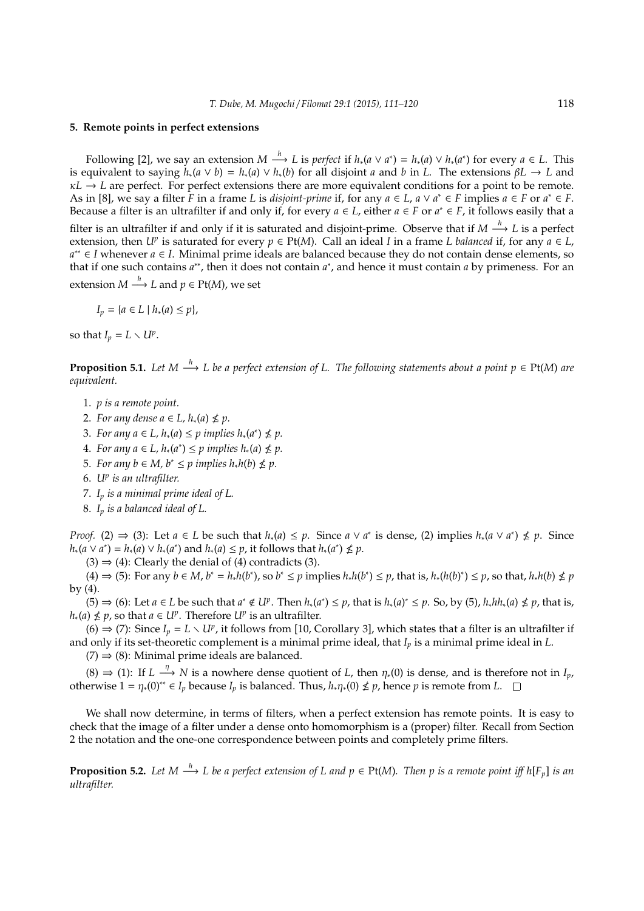## 5. Remote points in perfect extensions

Following [2], we say an extension $M \xrightarrow{h} L$ is *perfect* if $h_*(a \vee a^*) = h_*(a) \vee h_*(a^*)$ for every $a \in L$. This is equivalent to saying $h_*(a \vee b) = h_*(a) \vee h_*(b)$ for all disjoint $a$ and $b$ in $L$. The extensions $\beta L \to L$ and $\kappa L \to L$ are perfect. For perfect extensions there are more equivalent conditions for a point to be remote. As in [8], we say a filter $F$ in a frame $L$ is *disjoint-prime* if, for any $a \in L$, $a \vee a^* \in F$ implies $a \in F$ or $a^* \in F$. Because a filter is an ultrafilter if and only if, for every $a \in L$, either $a \in F$ or $a^* \in F$, it follows easily that a filter is an ultrafilter if and only if it is saturated and disjoint-prime. Observe that if $M \xrightarrow{h} L$ is a perfect extension, then $U^p$ is saturated for every $p \in \mathrm{Pt}(M)$. Call an ideal $I$ in a frame $L$ *balanced* if, for any $a \in L$, $a^{**} \in I$ whenever $a \in I$. Minimal prime ideals are balanced because they do not contain dense elements, so that if one such contains $a^{**}$, then it does not contain $a^*$, and hence it must contain $a$ by primeness. For an extension $M \xrightarrow{h} L$ and $p \in \mathrm{Pt}(M)$, we set

$$I_p = \{a \in L \mid h_*(a) \leq p\},$$

so that $I_p = L \smallsetminus U^p$.

**Proposition 5.1.** *Let $M \xrightarrow{h} L$ be a perfect extension of $L$. The following statements about a point $p \in \mathrm{Pt}(M)$ are equivalent.*

1. *$p$ is a remote point.*
2. *For any dense $a \in L$, $h_*(a) \nleq p$.*
3. *For any $a \in L$, $h_*(a) \leq p$ implies $h_*(a^*) \nleq p$.*
4. *For any $a \in L$, $h_*(a^*) \leq p$ implies $h_*(a) \nleq p$.*
5. *For any $b \in M$, $b^* \leq p$ implies $h_*h(b) \nleq p$.*
6. *$U^p$ is an ultrafilter.*
7. *$I_p$ is a minimal prime ideal of $L$.*
8. *$I_p$ is a balanced ideal of $L$.*

*Proof.* (2) $\Rightarrow$ (3): Let $a \in L$ be such that $h_*(a) \leq p$. Since $a \vee a^*$ is dense, (2) implies $h_*(a \vee a^*) \nleq p$. Since $h_*(a \vee a^*) = h_*(a) \vee h_*(a^*)$ and $h_*(a) \leq p$, it follows that $h_*(a^*) \nleq p$.

(3) $\Rightarrow$ (4): Clearly the denial of (4) contradicts (3).

(4) $\Rightarrow$ (5): For any $b \in M$, $b^* = h_*h(b^*)$, so $b^* \leq p$ implies $h_*h(b^*) \leq p$, that is, $h_*(h(b)^*) \leq p$, so that, $h_*h(b) \nleq p$ by (4).

(5) $\Rightarrow$ (6): Let $a \in L$ be such that $a^* \notin U^p$. Then $h_*(a^*) \leq p$, that is $h_*(a)^* \leq p$. So, by (5), $h_*hh_*(a) \nleq p$, that is, $h_*(a) \nleq p$, so that $a \in U^p$. Therefore $U^p$ is an ultrafilter.

(6) $\Rightarrow$ (7): Since $I_p = L \smallsetminus U^p$, it follows from [10, Corollary 3], which states that a filter is an ultrafilter if and only if its set-theoretic complement is a minimal prime ideal, that $I_p$ is a minimal prime ideal in $L$.

(7) $\Rightarrow$ (8): Minimal prime ideals are balanced.

(8) $\Rightarrow$ (1): If $L \xrightarrow{\eta} N$ is a nowhere dense quotient of $L$, then $\eta_*(0)$ is dense, and is therefore not in $I_p$, otherwise $1 = \eta_*(0)^{**} \in I_p$ because $I_p$ is balanced. Thus, $h_*\eta_*(0) \nleq p$, hence $p$ is remote from $L$. $\square$

We shall now determine, in terms of filters, when a perfect extension has remote points. It is easy to check that the image of a filter under a dense onto homomorphism is a (proper) filter. Recall from Section 2 the notation and the one-one correspondence between points and completely prime filters.

**Proposition 5.2.** *Let $M \xrightarrow{h} L$ be a perfect extension of $L$ and $p \in \mathrm{Pt}(M)$. Then $p$ is a remote point iff $h[F_p]$ is an ultrafilter.*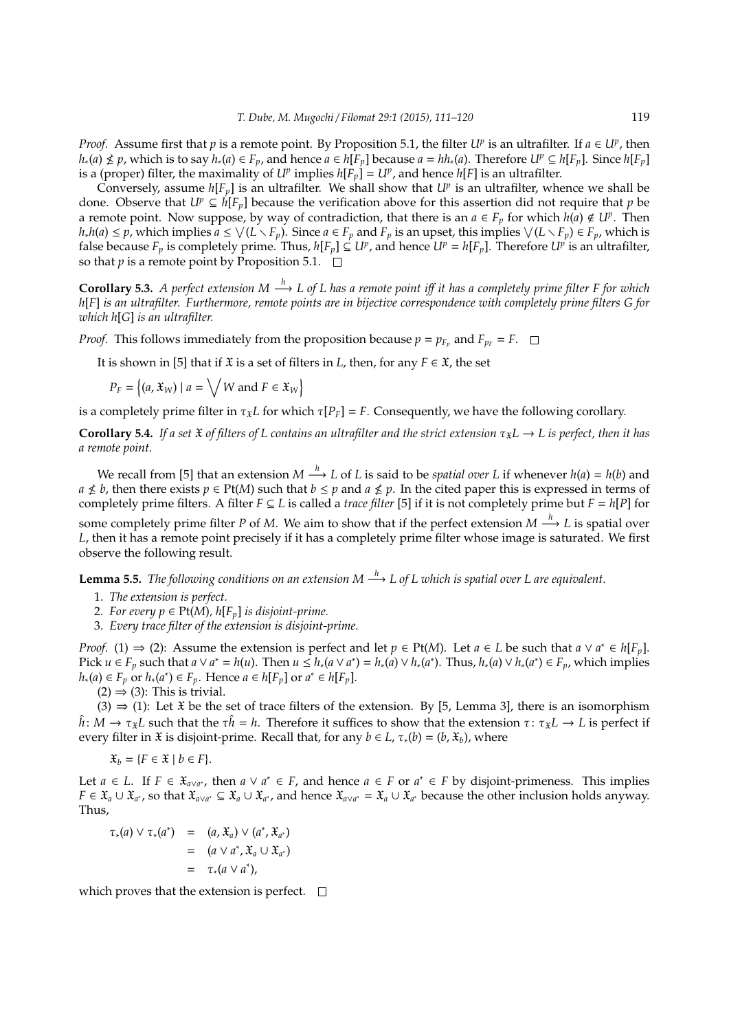*Proof.* Assume first that $p$ is a remote point. By Proposition 5.1, the filter $U^p$ is an ultrafilter. If $a \in U^p$, then $h_*(a) \not\leq p$, which is to say $h_*(a) \in F_p$, and hence $a \in h[F_p]$ because $a = hh_*(a)$. Therefore $U^p \subseteq h[F_p]$. Since $h[F_p]$ is a (proper) filter, the maximality of $U^p$ implies $h[F_p] = U^p$, and hence $h[F]$ is an ultrafilter.

Conversely, assume $h[F_p]$ is an ultrafilter. We shall show that $U^p$ is an ultrafilter, whence we shall be done. Observe that $U^p \subseteq h[F_p]$ because the verification above for this assertion did not require that $p$ be a remote point. Now suppose, by way of contradiction, that there is an $a \in F_p$ for which $h(a) \notin U^p$. Then $h_*h(a) \leq p$, which implies $a \leq \bigvee(L \smallsetminus F_p)$. Since $a \in F_p$ and $F_p$ is an upset, this implies $\bigvee(L \smallsetminus F_p) \in F_p$, which is false because $F_p$ is completely prime. Thus, $h[F_p] \subseteq U^p$, and hence $U^p = h[F_p]$. Therefore $U^p$ is an ultrafilter, so that $p$ is a remote point by Proposition 5.1. $\square$

**Corollary 5.3.** *A perfect extension $M \xrightarrow{h} L$ of $L$ has a remote point iff it has a completely prime filter $F$ for which $h[F]$ is an ultrafilter. Furthermore, remote points are in bijective correspondence with completely prime filters $G$ for which $h[G]$ is an ultrafilter.*

*Proof.* This follows immediately from the proposition because $p = p_{F_p}$ and $F_{p_F} = F$. $\square$

It is shown in [5] that if $\mathfrak{X}$ is a set of filters in $L$, then, for any $F \in \mathfrak{X}$, the set

$$P_F = \left\{(a, \mathfrak{X}_W) \mid a = \bigvee W \text{ and } F \in \mathfrak{X}_W\right\}$$

is a completely prime filter in $\tau_{\mathfrak{X}}L$ for which $\tau[P_F] = F$. Consequently, we have the following corollary.

**Corollary 5.4.** *If a set $\mathfrak{X}$ of filters of $L$ contains an ultrafilter and the strict extension $\tau_{\mathfrak{X}}L \to L$ is perfect, then it has a remote point.*

We recall from [5] that an extension $M \xrightarrow{h} L$ of $L$ is said to be *spatial over $L$* if whenever $h(a) = h(b)$ and $a \not\leq b$, then there exists $p \in \mathrm{Pt}(M)$ such that $b \leq p$ and $a \not\leq p$. In the cited paper this is expressed in terms of completely prime filters. A filter $F \subseteq L$ is called a *trace filter* [5] if it is not completely prime but $F = h[P]$ for some completely prime filter $P$ of $M$. We aim to show that if the perfect extension $M \xrightarrow{h} L$ is spatial over $L$, then it has a remote point precisely if it has a completely prime filter whose image is saturated. We first observe the following result.

**Lemma 5.5.** *The following conditions on an extension $M \xrightarrow{h} L$ of $L$ which is spatial over $L$ are equivalent.*

1. *The extension is perfect.*
2. *For every $p \in \mathrm{Pt}(M)$, $h[F_p]$ is disjoint-prime.*
3. *Every trace filter of the extension is disjoint-prime.*

*Proof.* (1) $\Rightarrow$ (2): Assume the extension is perfect and let $p \in \mathrm{Pt}(M)$. Let $a \in L$ be such that $a \vee a^* \in h[F_p]$. Pick $u \in F_p$ such that $a \vee a^* = h(u)$. Then $u \leq h_*(a \vee a^*) = h_*(a) \vee h_*(a^*)$. Thus, $h_*(a) \vee h_*(a^*) \in F_p$, which implies $h_*(a) \in F_p$ or $h_*(a^*) \in F_p$. Hence $a \in h[F_p]$ or $a^* \in h[F_p]$.

(2) $\Rightarrow$ (3): This is trivial.

(3) $\Rightarrow$ (1): Let $\mathfrak{X}$ be the set of trace filters of the extension. By [5, Lemma 3], there is an isomorphism $\hat{h}\colon M \to \tau_{\mathfrak{X}}L$ such that the $\tau\hat{h} = h$. Therefore it suffices to show that the extension $\tau\colon \tau_{\mathfrak{X}}L \to L$ is perfect if every filter in $\mathfrak{X}$ is disjoint-prime. Recall that, for any $b \in L$, $\tau_*(b) = (b, \mathfrak{X}_b)$, where

$$\mathfrak{X}_b = \{F \in \mathfrak{X} \mid b \in F\}.$$

Let $a \in L$. If $F \in \mathfrak{X}_{a \vee a^*}$, then $a \vee a^* \in F$, and hence $a \in F$ or $a^* \in F$ by disjoint-primeness. This implies $F \in \mathfrak{X}_a \cup \mathfrak{X}_{a^*}$, so that $\mathfrak{X}_{a \vee a^*} \subseteq \mathfrak{X}_a \cup \mathfrak{X}_{a^*}$, and hence $\mathfrak{X}_{a \vee a^*} = \mathfrak{X}_a \cup \mathfrak{X}_{a^*}$ because the other inclusion holds anyway. Thus,

$$\begin{aligned} \tau_*(a) \vee \tau_*(a^*) &= (a, \mathfrak{X}_a) \vee (a^*, \mathfrak{X}_{a^*}) \\ &= (a \vee a^*, \mathfrak{X}_a \cup \mathfrak{X}_{a^*}) \\ &= \tau_*(a \vee a^*), \end{aligned}$$

which proves that the extension is perfect. $\square$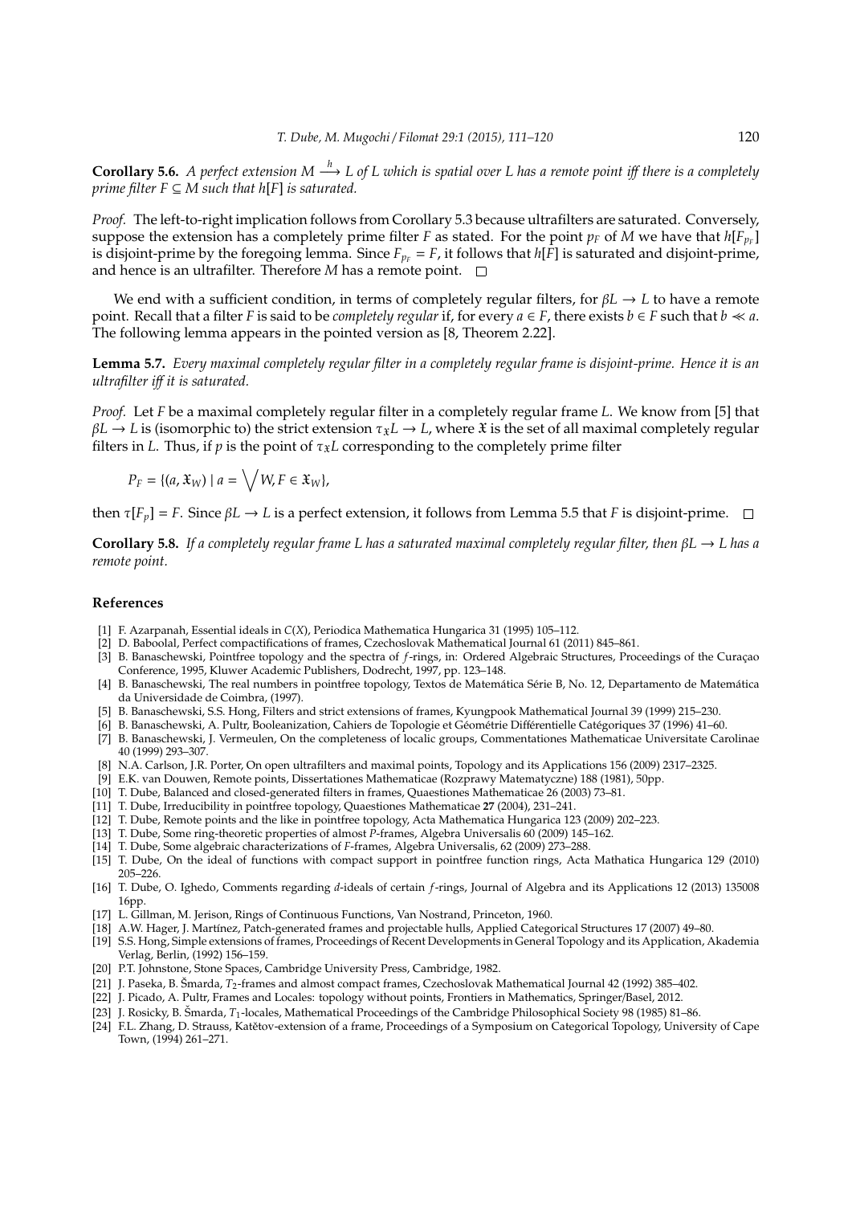**Corollary 5.6.** *A perfect extension $M \xrightarrow{h} L$ of $L$ which is spatial over $L$ has a remote point iff there is a completely prime filter $F \subseteq M$ such that $h[F]$ is saturated.*

*Proof.* The left-to-right implication follows from Corollary 5.3 because ultrafilters are saturated. Conversely, suppose the extension has a completely prime filter $F$ as stated. For the point $p_F$ of $M$ we have that $h[F_{p_F}]$ is disjoint-prime by the foregoing lemma. Since $F_{p_F} = F$, it follows that $h[F]$ is saturated and disjoint-prime, and hence is an ultrafilter. Therefore $M$ has a remote point. □

We end with a sufficient condition, in terms of completely regular filters, for $\beta L \to L$ to have a remote point. Recall that a filter $F$ is said to be *completely regular* if, for every $a \in F$, there exists $b \in F$ such that $b \ll a$. The following lemma appears in the pointed version as [8, Theorem 2.22].

**Lemma 5.7.** *Every maximal completely regular filter in a completely regular frame is disjoint-prime. Hence it is an ultrafilter iff it is saturated.*

*Proof.* Let $F$ be a maximal completely regular filter in a completely regular frame $L$. We know from [5] that $\beta L \to L$ is (isomorphic to) the strict extension $\tau_{\mathfrak{X}} L \to L$, where $\mathfrak{X}$ is the set of all maximal completely regular filters in $L$. Thus, if $p$ is the point of $\tau_{\mathfrak{X}} L$ corresponding to the completely prime filter

$$P_F = \{(a, \mathfrak{X}_W) \mid a = \bigvee W, F \in \mathfrak{X}_W\},$$

then $\tau[F_p] = F$. Since $\beta L \to L$ is a perfect extension, it follows from Lemma 5.5 that $F$ is disjoint-prime. □

**Corollary 5.8.** *If a completely regular frame $L$ has a saturated maximal completely regular filter, then $\beta L \to L$ has a remote point.*

## References

- [1] F. Azarpanah, Essential ideals in $C(X)$, Periodica Mathematica Hungarica 31 (1995) 105–112.
- [2] D. Baboolal, Perfect compactifications of frames, Czechoslovak Mathematical Journal 61 (2011) 845–861.
- [3] B. Banaschewski, Pointfree topology and the spectra of $f$-rings, in: Ordered Algebraic Structures, Proceedings of the Curaçao Conference, 1995, Kluwer Academic Publishers, Dodrecht, 1997, pp. 123–148.
- [4] B. Banaschewski, The real numbers in pointfree topology, Textos de Matemática Série B, No. 12, Departamento de Matemática da Universidade de Coimbra, (1997).
- [5] B. Banaschewski, S.S. Hong, Filters and strict extensions of frames, Kyungpook Mathematical Journal 39 (1999) 215–230.
- [6] B. Banaschewski, A. Pultr, Booleanization, Cahiers de Topologie et Géométrie Différentielle Catégoriques 37 (1996) 41–60.
- [7] B. Banaschewski, J. Vermeulen, On the completeness of localic groups, Commentationes Mathematicae Universitate Carolinae 40 (1999) 293–307.
- [8] N.A. Carlson, J.R. Porter, On open ultrafilters and maximal points, Topology and its Applications 156 (2009) 2317–2325.
- [9] E.K. van Douwen, Remote points, Dissertationes Mathematicae (Rozprawy Matematyczne) 188 (1981), 50pp.
- [10] T. Dube, Balanced and closed-generated filters in frames, Quaestiones Mathematicae 26 (2003) 73–81.
- [11] T. Dube, Irreducibility in pointfree topology, Quaestiones Mathematicae **27** (2004), 231–241.
- [12] T. Dube, Remote points and the like in pointfree topology, Acta Mathematica Hungarica 123 (2009) 202–223.
- [13] T. Dube, Some ring-theoretic properties of almost $P$-frames, Algebra Universalis 60 (2009) 145–162.
- [14] T. Dube, Some algebraic characterizations of $F$-frames, Algebra Universalis, 62 (2009) 273–288.
- [15] T. Dube, On the ideal of functions with compact support in pointfree function rings, Acta Mathatica Hungarica 129 (2010) 205–226.
- [16] T. Dube, O. Ighedo, Comments regarding $d$-ideals of certain $f$-rings, Journal of Algebra and its Applications 12 (2013) 135008 16pp.
- [17] L. Gillman, M. Jerison, Rings of Continuous Functions, Van Nostrand, Princeton, 1960.
- [18] A.W. Hager, J. Martínez, Patch-generated frames and projectable hulls, Applied Categorical Structures 17 (2007) 49–80.
- [19] S.S. Hong, Simple extensions of frames, Proceedings of Recent Developments in General Topology and its Application, Akademia Verlag, Berlin, (1992) 156–159.
- [20] P.T. Johnstone, Stone Spaces, Cambridge University Press, Cambridge, 1982.
- [21] J. Paseka, B. Šmarda, $T_2$-frames and almost compact frames, Czechoslovak Mathematical Journal 42 (1992) 385–402.
- [22] J. Picado, A. Pultr, Frames and Locales: topology without points, Frontiers in Mathematics, Springer/Basel, 2012.
- [23] J. Rosicky, B. Šmarda, $T_1$-locales, Mathematical Proceedings of the Cambridge Philosophical Society 98 (1985) 81–86.
- [24] F.L. Zhang, D. Strauss, Katětov-extension of a frame, Proceedings of a Symposium on Categorical Topology, University of Cape Town, (1994) 261–271.